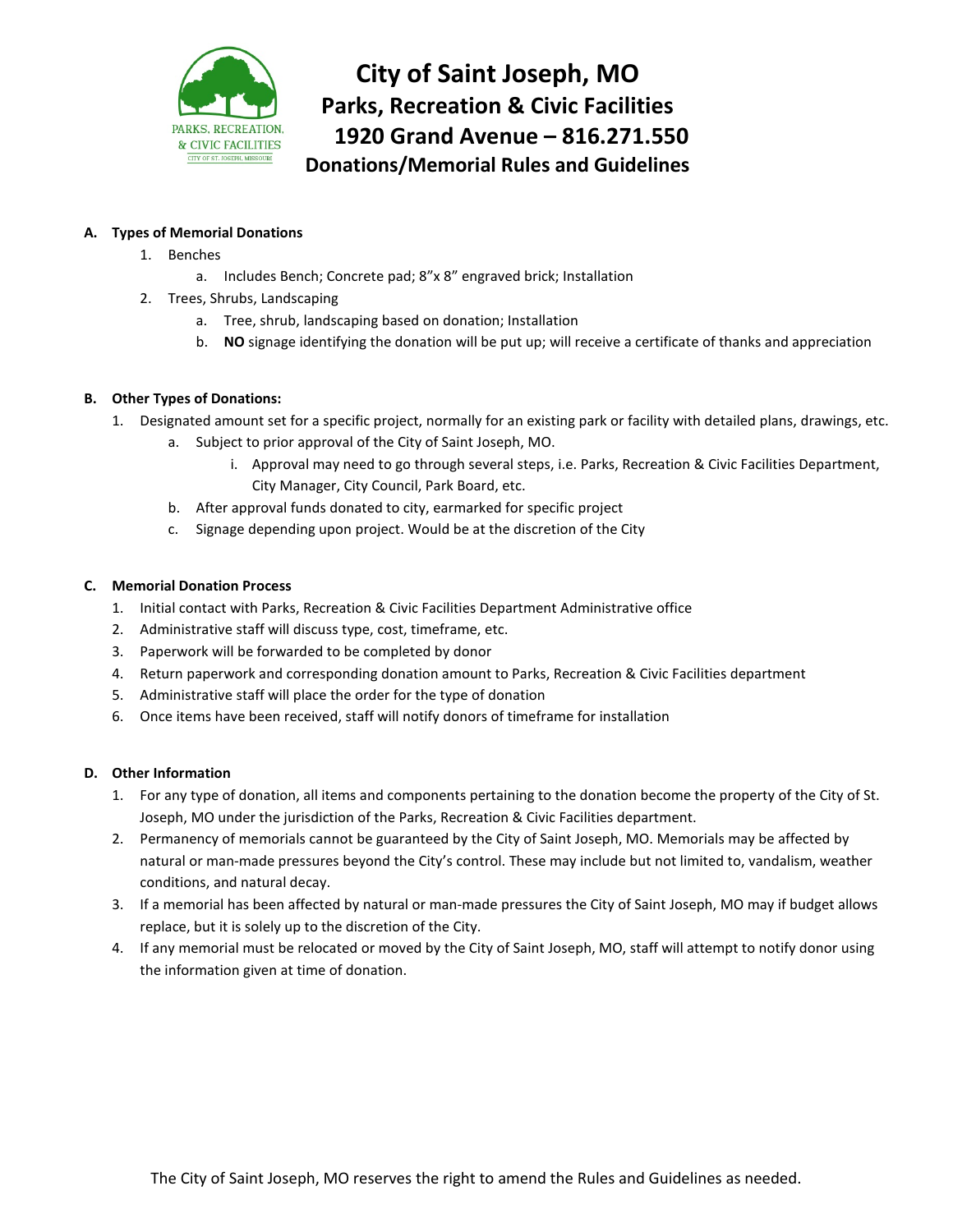# City of Saint Joseph, MO

## Parks, Recreation & Civic Facilities

## 1920 Grand Avenue – 816.271.550

## Donations/Memorial Rules and Guidelines

**A. Types of Memorial Donations**

1. Benches
   a. Includes Bench; Concrete pad; 8"x 8" engraved brick; Installation
2. Trees, Shrubs, Landscaping
   a. Tree, shrub, landscaping based on donation; Installation
   b. **NO** signage identifying the donation will be put up; will receive a certificate of thanks and appreciation

**B. Other Types of Donations:**

1. Designated amount set for a specific project, normally for an existing park or facility with detailed plans, drawings, etc.
   a. Subject to prior approval of the City of Saint Joseph, MO.
      i. Approval may need to go through several steps, i.e. Parks, Recreation & Civic Facilities Department, City Manager, City Council, Park Board, etc.
   b. After approval funds donated to city, earmarked for specific project
   c. Signage depending upon project. Would be at the discretion of the City

**C. Memorial Donation Process**

1. Initial contact with Parks, Recreation & Civic Facilities Department Administrative office
2. Administrative staff will discuss type, cost, timeframe, etc.
3. Paperwork will be forwarded to be completed by donor
4. Return paperwork and corresponding donation amount to Parks, Recreation & Civic Facilities department
5. Administrative staff will place the order for the type of donation
6. Once items have been received, staff will notify donors of timeframe for installation

**D. Other Information**

1. For any type of donation, all items and components pertaining to the donation become the property of the City of St. Joseph, MO under the jurisdiction of the Parks, Recreation & Civic Facilities department.
2. Permanency of memorials cannot be guaranteed by the City of Saint Joseph, MO. Memorials may be affected by natural or man-made pressures beyond the City's control. These may include but not limited to, vandalism, weather conditions, and natural decay.
3. If a memorial has been affected by natural or man-made pressures the City of Saint Joseph, MO may if budget allows replace, but it is solely up to the discretion of the City.
4. If any memorial must be relocated or moved by the City of Saint Joseph, MO, staff will attempt to notify donor using the information given at time of donation.

The City of Saint Joseph, MO reserves the right to amend the Rules and Guidelines as needed.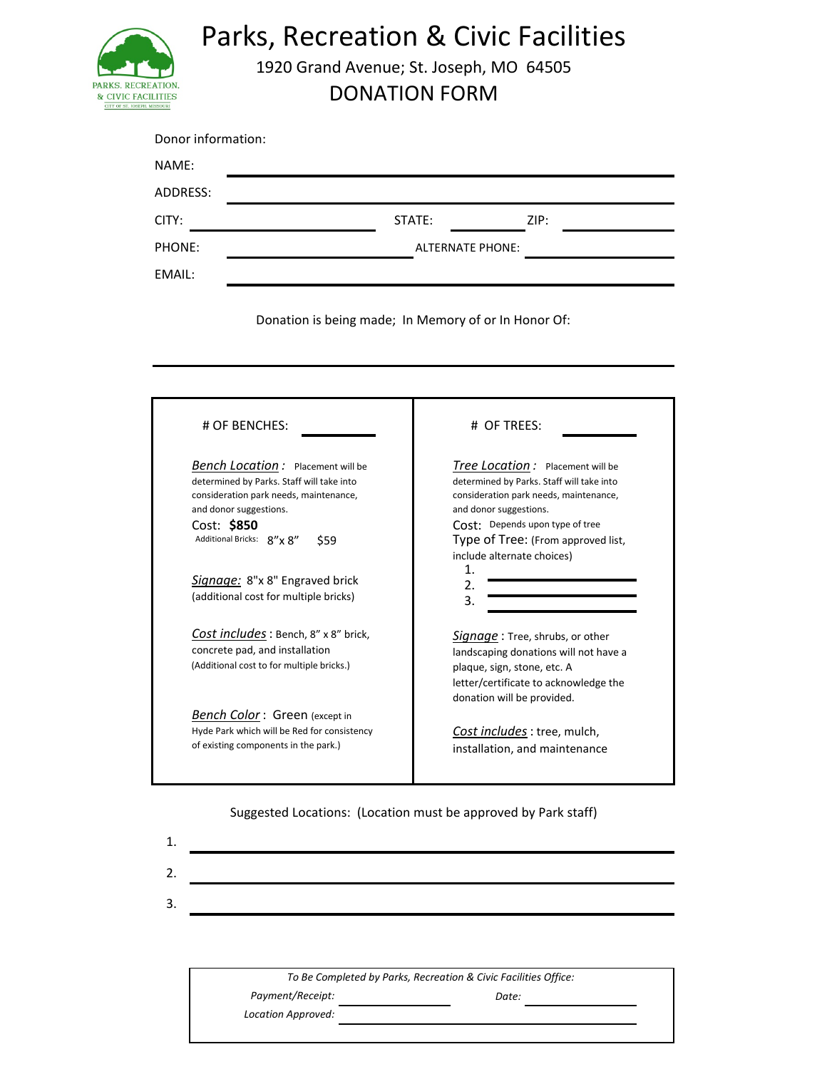# Parks, Recreation & Civic Facilities

1920 Grand Avenue; St. Joseph, MO 64505

## DONATION FORM

Donor information:

NAME: ______________________________

ADDRESS: ______________________________

CITY: ______________ STATE: ________ ZIP: ________

PHONE: ______________ ALTERNATE PHONE: ______________

EMAIL: ______________________________

Donation is being made; In Memory of or In Honor Of:

______________________________

| # OF BENCHES: ________ | # OF TREES: ________ |
|---|---|
| ***Bench Location*** **:** Placement will be determined by Parks. Staff will take into consideration park needs, maintenance, and donor suggestions. | ***Tree Location*** **:** Placement will be determined by Parks. Staff will take into consideration park needs, maintenance, and donor suggestions. |
| Cost: **$850**<br>Additional Bricks: 8"x 8" $59 | Cost: Depends upon type of tree<br>Type of Tree: (From approved list, include alternate choices)<br>1. ________<br>2. ________<br>3. ________ |
| ***Signage:*** 8"x 8" Engraved brick (additional cost for multiple bricks) | ***Signage*** : Tree, shrubs, or other landscaping donations will not have a plaque, sign, stone, etc. A letter/certificate to acknowledge the donation will be provided. |
| ***Cost includes*** : Bench, 8" x 8" brick, concrete pad, and installation (Additional cost to for multiple bricks.) | ***Cost includes*** : tree, mulch, installation, and maintenance |
| ***Bench Color*** : Green (except in Hyde Park which will be Red for consistency of existing components in the park.) | |

Suggested Locations: (Location must be approved by Park staff)

1. ______________________________
2. ______________________________
3. ______________________________

*To Be Completed by Parks, Recreation & Civic Facilities Office:*

*Payment/Receipt:* ______________ *Date:* ______________

*Location Approved:* ______________________________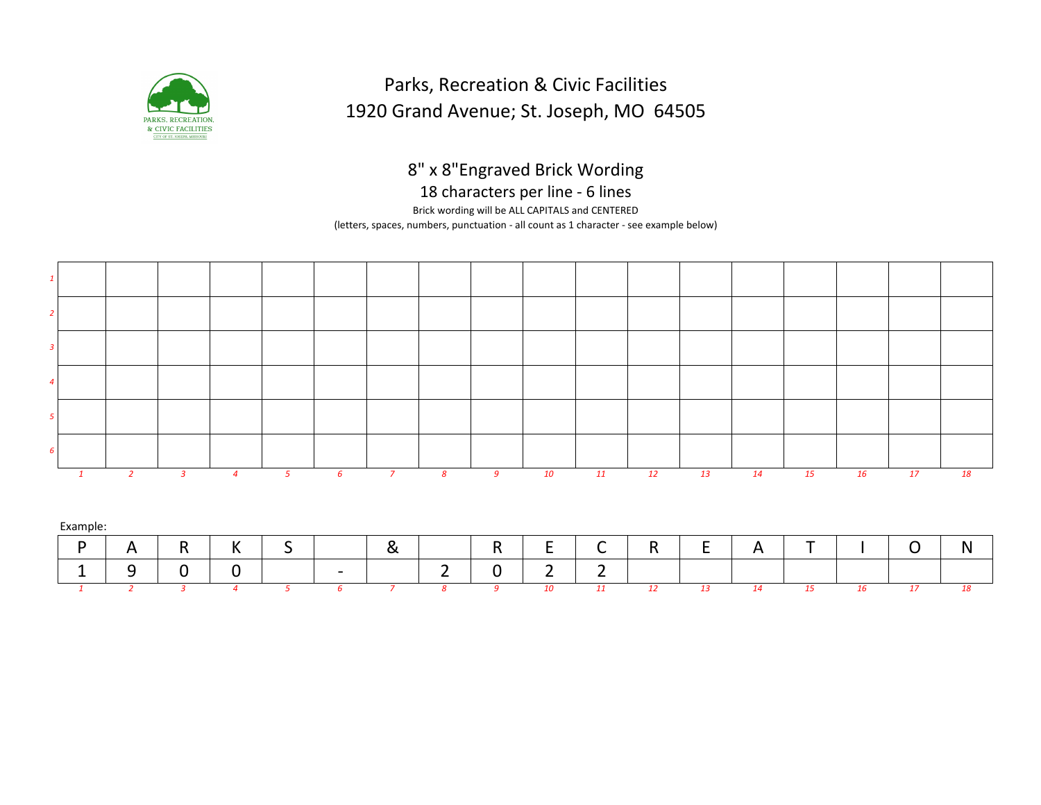Parks, Recreation & Civic Facilities
1920 Grand Avenue; St. Joseph, MO 64505

## 8" x 8"Engraved Brick Wording

18 characters per line - 6 lines

Brick wording will be ALL CAPITALS and CENTERED

(letters, spaces, numbers, punctuation - all count as 1 character - see example below)

| | | | | | | | | | | | | | | | | | | |
|---|---|---|---|---|---|---|---|---|---|---|---|---|---|---|---|---|---|---|
| 1 | | | | | | | | | | | | | | | | | | |
| 2 | | | | | | | | | | | | | | | | | | |
| 3 | | | | | | | | | | | | | | | | | | |
| 4 | | | | | | | | | | | | | | | | | | |
| 5 | | | | | | | | | | | | | | | | | | |
| 6 | | | | | | | | | | | | | | | | | | |
| | 1 | 2 | 3 | 4 | 5 | 6 | 7 | 8 | 9 | 10 | 11 | 12 | 13 | 14 | 15 | 16 | 17 | 18 |

Example:

| 1 | 2 | 3 | 4 | 5 | 6 | 7 | 8 | 9 | 10 | 11 | 12 | 13 | 14 | 15 | 16 | 17 | 18 |
|---|---|---|---|---|---|---|---|---|---|---|---|---|---|---|---|---|---|
| P | A | R | K | S | | & | | R | E | C | R | E | A | T | I | O | N |
| 1 | 9 | 0 | 0 | | - | | 2 | 0 | 2 | 2 | | | | | | | |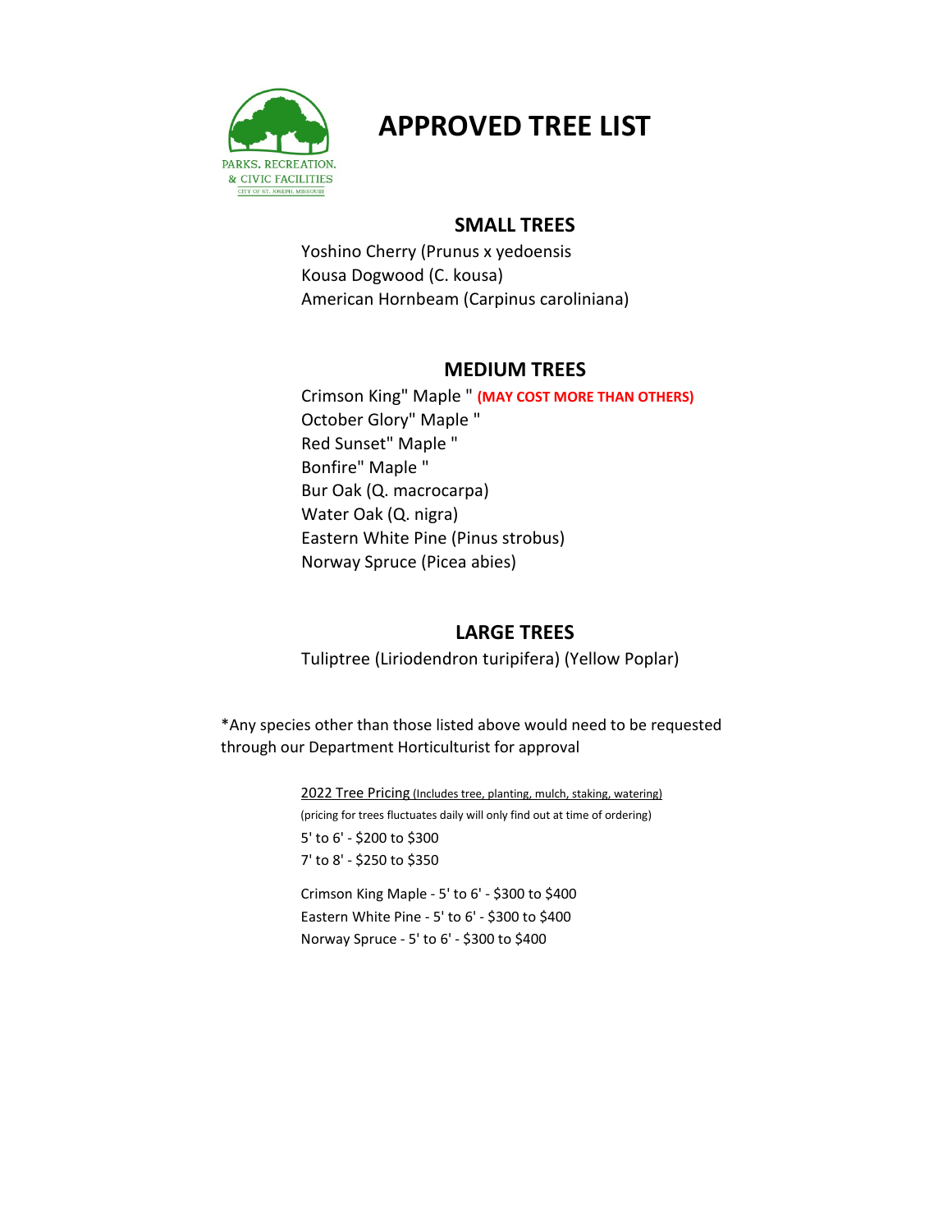PARKS. RECREATION. & CIVIC FACILITIES
CITY OF ST. JOSEPH. MISSOURI

# APPROVED TREE LIST

## SMALL TREES

Yoshino Cherry (Prunus x yedoensis
Kousa Dogwood (C. kousa)
American Hornbeam (Carpinus caroliniana)

## MEDIUM TREES

Crimson King" Maple " **(MAY COST MORE THAN OTHERS)**
October Glory" Maple "
Red Sunset" Maple "
Bonfire" Maple "
Bur Oak (Q. macrocarpa)
Water Oak (Q. nigra)
Eastern White Pine (Pinus strobus)
Norway Spruce (Picea abies)

## LARGE TREES

Tuliptree (Liriodendron turipifera) (Yellow Poplar)

*Any species other than those listed above would need to be requested through our Department Horticulturist for approval

2022 Tree Pricing (Includes tree, planting, mulch, staking, watering)
(pricing for trees fluctuates daily will only find out at time of ordering)
5' to 6' - $200 to $300
7' to 8' - $250 to $350

Crimson King Maple - 5' to 6' - $300 to $400
Eastern White Pine - 5' to 6' - $300 to $400
Norway Spruce - 5' to 6' - $300 to $400